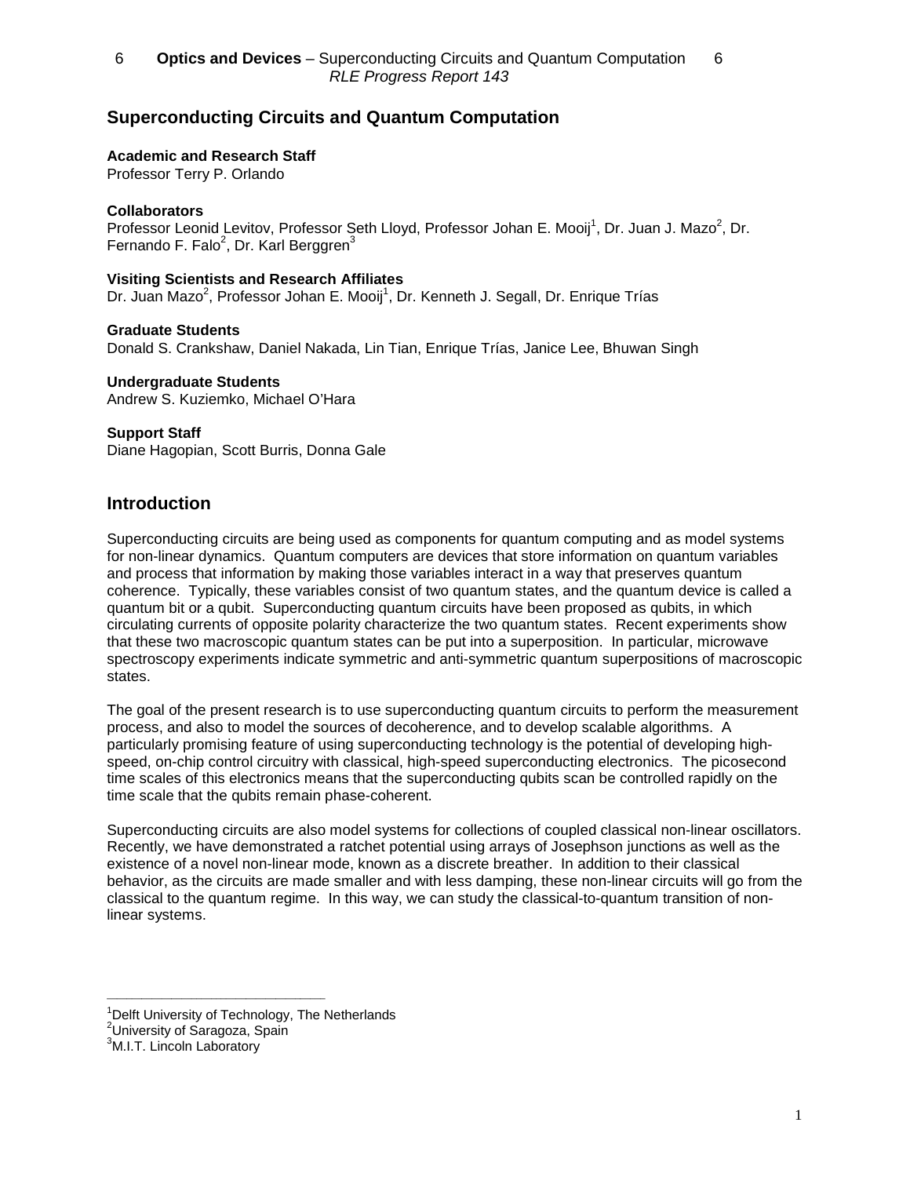# Superconducting Circuits and Quantum Computation

**Academic and Research Staff**
Professor Terry P. Orlando

**Collaborators**
Professor Leonid Levitov, Professor Seth Lloyd, Professor Johan E. Mooij[1], Dr. Juan J. Mazo[2], Dr. Fernando F. Falo[2], Dr. Karl Berggren[3]

**Visiting Scientists and Research Affiliates**
Dr. Juan Mazo[2], Professor Johan E. Mooij[1], Dr. Kenneth J. Segall, Dr. Enrique Trías

**Graduate Students**
Donald S. Crankshaw, Daniel Nakada, Lin Tian, Enrique Trías, Janice Lee, Bhuwan Singh

**Undergraduate Students**
Andrew S. Kuziemko, Michael O'Hara

**Support Staff**
Diane Hagopian, Scott Burris, Donna Gale

## Introduction

Superconducting circuits are being used as components for quantum computing and as model systems for non-linear dynamics. Quantum computers are devices that store information on quantum variables and process that information by making those variables interact in a way that preserves quantum coherence. Typically, these variables consist of two quantum states, and the quantum device is called a quantum bit or a qubit. Superconducting quantum circuits have been proposed as qubits, in which circulating currents of opposite polarity characterize the two quantum states. Recent experiments show that these two macroscopic quantum states can be put into a superposition. In particular, microwave spectroscopy experiments indicate symmetric and anti-symmetric quantum superpositions of macroscopic states.

The goal of the present research is to use superconducting quantum circuits to perform the measurement process, and also to model the sources of decoherence, and to develop scalable algorithms. A particularly promising feature of using superconducting technology is the potential of developing high-speed, on-chip control circuitry with classical, high-speed superconducting electronics. The picosecond time scales of this electronics means that the superconducting qubits scan be controlled rapidly on the time scale that the qubits remain phase-coherent.

Superconducting circuits are also model systems for collections of coupled classical non-linear oscillators. Recently, we have demonstrated a ratchet potential using arrays of Josephson junctions as well as the existence of a novel non-linear mode, known as a discrete breather. In addition to their classical behavior, as the circuits are made smaller and with less damping, these non-linear circuits will go from the classical to the quantum regime. In this way, we can study the classical-to-quantum transition of non-linear systems.

---

[1]Delft University of Technology, The Netherlands
[2]University of Saragoza, Spain
[3]M.I.T. Lincoln Laboratory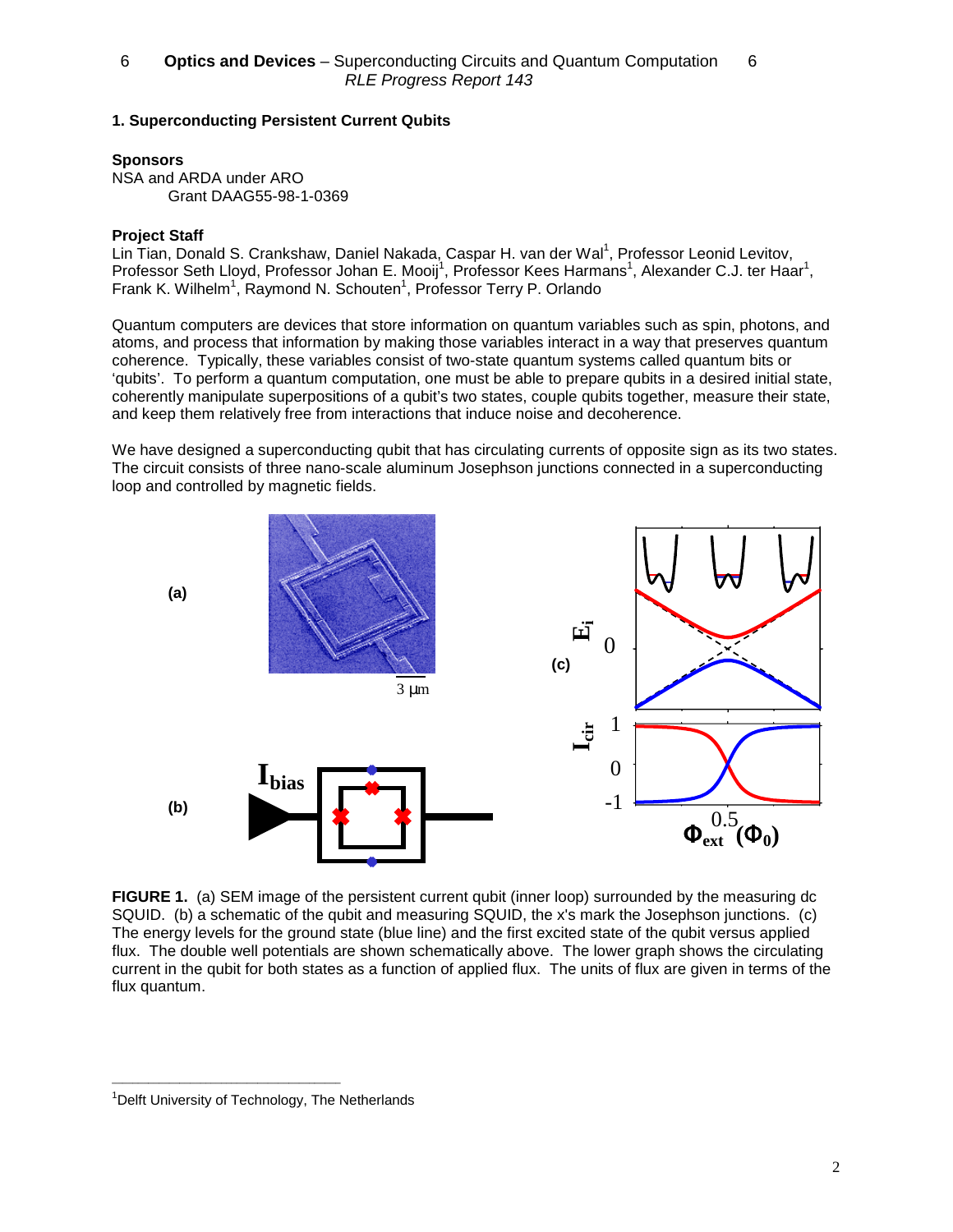# 1. Superconducting Persistent Current Qubits

**Sponsors**

NSA and ARDA under ARO
Grant DAAG55-98-1-0369

**Project Staff**

Lin Tian, Donald S. Crankshaw, Daniel Nakada, Caspar H. van der Wal[1], Professor Leonid Levitov, Professor Seth Lloyd, Professor Johan E. Mooij[1], Professor Kees Harmans[1], Alexander C.J. ter Haar[1], Frank K. Wilhelm[1], Raymond N. Schouten[1], Professor Terry P. Orlando

Quantum computers are devices that store information on quantum variables such as spin, photons, and atoms, and process that information by making those variables interact in a way that preserves quantum coherence. Typically, these variables consist of two-state quantum systems called quantum bits or 'qubits'. To perform a quantum computation, one must be able to prepare qubits in a desired initial state, coherently manipulate superpositions of a qubit's two states, couple qubits together, measure their state, and keep them relatively free from interactions that induce noise and decoherence.

We have designed a superconducting qubit that has circulating currents of opposite sign as its two states. The circuit consists of three nano-scale aluminum Josephson junctions connected in a superconducting loop and controlled by magnetic fields.

**FIGURE 1.** (a) SEM image of the persistent current qubit (inner loop) surrounded by the measuring dc SQUID. (b) a schematic of the qubit and measuring SQUID, the x's mark the Josephson junctions. (c) The energy levels for the ground state (blue line) and the first excited state of the qubit versus applied flux. The double well potentials are shown schematically above. The lower graph shows the circulating current in the qubit for both states as a function of applied flux. The units of flux are given in terms of the flux quantum.

[1]Delft University of Technology, The Netherlands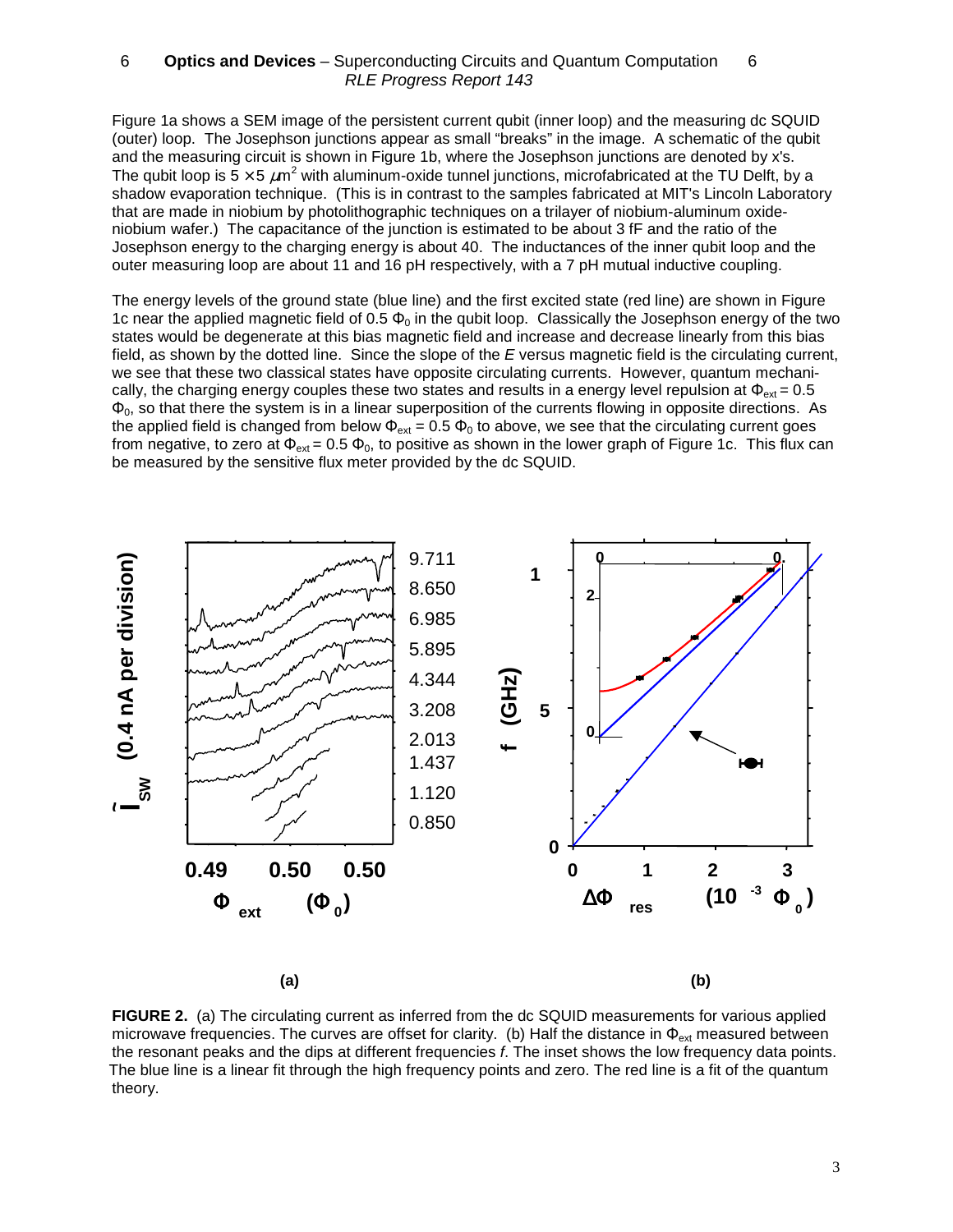Figure 1a shows a SEM image of the persistent current qubit (inner loop) and the measuring dc SQUID (outer) loop. The Josephson junctions appear as small "breaks" in the image. A schematic of the qubit and the measuring circuit is shown in Figure 1b, where the Josephson junctions are denoted by x's. The qubit loop is $5 \times 5\ \mu m^2$ with aluminum-oxide tunnel junctions, microfabricated at the TU Delft, by a shadow evaporation technique. (This is in contrast to the samples fabricated at MIT's Lincoln Laboratory that are made in niobium by photolithographic techniques on a trilayer of niobium-aluminum oxide-niobium wafer.) The capacitance of the junction is estimated to be about 3 fF and the ratio of the Josephson energy to the charging energy is about 40. The inductances of the inner qubit loop and the outer measuring loop are about 11 and 16 pH respectively, with a 7 pH mutual inductive coupling.

The energy levels of the ground state (blue line) and the first excited state (red line) are shown in Figure 1c near the applied magnetic field of $0.5\ \Phi_0$ in the qubit loop. Classically the Josephson energy of the two states would be degenerate at this bias magnetic field and increase and decrease linearly from this bias field, as shown by the dotted line. Since the slope of the $E$ versus magnetic field is the circulating current, we see that these two classical states have opposite circulating currents. However, quantum mechanically, the charging energy couples these two states and results in a energy level repulsion at $\Phi_{ext} = 0.5\ \Phi_0$, so that there the system is in a linear superposition of the currents flowing in opposite directions. As the applied field is changed from below $\Phi_{ext} = 0.5\ \Phi_0$ to above, we see that the circulating current goes from negative, to zero at $\Phi_{ext} = 0.5\ \Phi_0$, to positive as shown in the lower graph of Figure 1c. This flux can be measured by the sensitive flux meter provided by the dc SQUID.

**FIGURE 2.** (a) The circulating current as inferred from the dc SQUID measurements for various applied microwave frequencies. The curves are offset for clarity. (b) Half the distance in $\Phi_{ext}$ measured between the resonant peaks and the dips at different frequencies $f$. The inset shows the low frequency data points. The blue line is a linear fit through the high frequency points and zero. The red line is a fit of the quantum theory.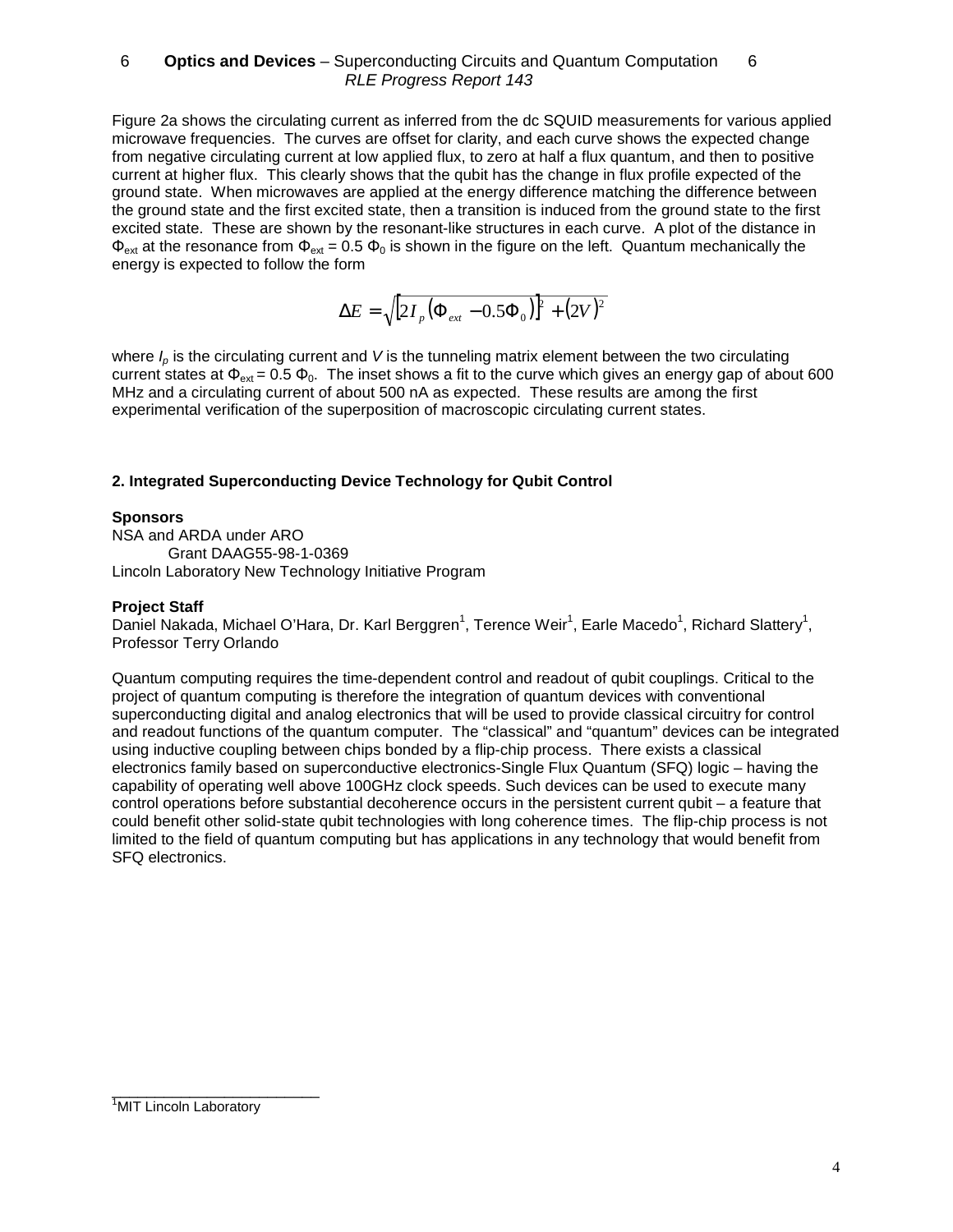Figure 2a shows the circulating current as inferred from the dc SQUID measurements for various applied microwave frequencies. The curves are offset for clarity, and each curve shows the expected change from negative circulating current at low applied flux, to zero at half a flux quantum, and then to positive current at higher flux. This clearly shows that the qubit has the change in flux profile expected of the ground state. When microwaves are applied at the energy difference matching the difference between the ground state and the first excited state, then a transition is induced from the ground state to the first excited state. These are shown by the resonant-like structures in each curve. A plot of the distance in $\Phi_{ext}$ at the resonance from $\Phi_{ext} = 0.5\,\Phi_0$ is shown in the figure on the left. Quantum mechanically the energy is expected to follow the form

$$\Delta E = \sqrt{\left[2I_p\left(\Phi_{ext} - 0.5\Phi_0\right)\right]^2 + \left(2V\right)^2}$$

where $I_p$ is the circulating current and $V$ is the tunneling matrix element between the two circulating current states at $\Phi_{ext} = 0.5\,\Phi_0$. The inset shows a fit to the curve which gives an energy gap of about 600 MHz and a circulating current of about 500 nA as expected. These results are among the first experimental verification of the superposition of macroscopic circulating current states.

## 2. Integrated Superconducting Device Technology for Qubit Control

**Sponsors**

NSA and ARDA under ARO
Grant DAAG55-98-1-0369
Lincoln Laboratory New Technology Initiative Program

**Project Staff**

Daniel Nakada, Michael O'Hara, Dr. Karl Berggren[1], Terence Weir[1], Earle Macedo[1], Richard Slattery[1], Professor Terry Orlando

Quantum computing requires the time-dependent control and readout of qubit couplings. Critical to the project of quantum computing is therefore the integration of quantum devices with conventional superconducting digital and analog electronics that will be used to provide classical circuitry for control and readout functions of the quantum computer. The "classical" and "quantum" devices can be integrated using inductive coupling between chips bonded by a flip-chip process. There exists a classical electronics family based on superconductive electronics-Single Flux Quantum (SFQ) logic – having the capability of operating well above 100GHz clock speeds. Such devices can be used to execute many control operations before substantial decoherence occurs in the persistent current qubit – a feature that could benefit other solid-state qubit technologies with long coherence times. The flip-chip process is not limited to the field of quantum computing but has applications in any technology that would benefit from SFQ electronics.

[1]MIT Lincoln Laboratory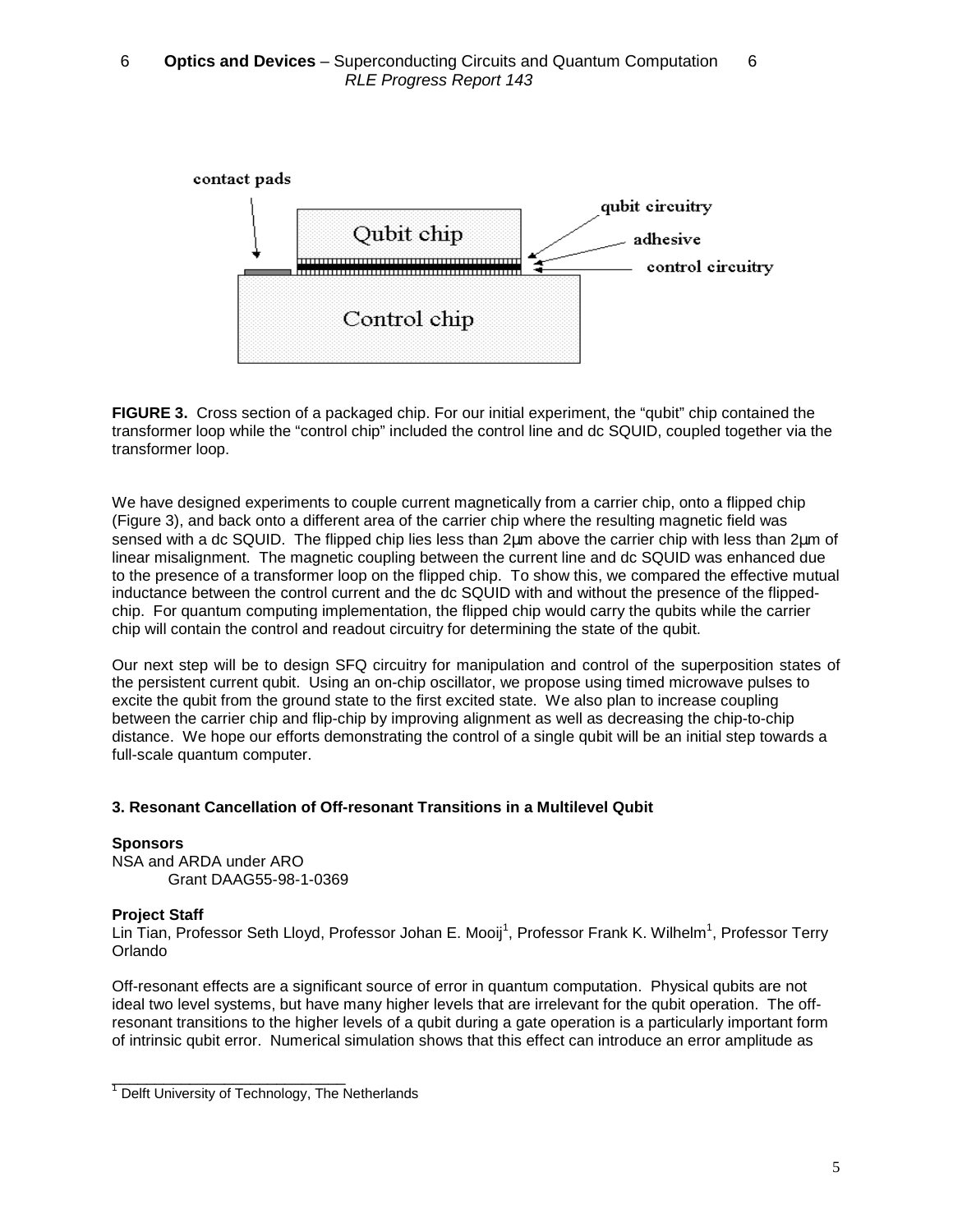**FIGURE 3.** Cross section of a packaged chip. For our initial experiment, the "qubit" chip contained the transformer loop while the "control chip" included the control line and dc SQUID, coupled together via the transformer loop.

We have designed experiments to couple current magnetically from a carrier chip, onto a flipped chip (Figure 3), and back onto a different area of the carrier chip where the resulting magnetic field was sensed with a dc SQUID. The flipped chip lies less than 2μm above the carrier chip with less than 2μm of linear misalignment. The magnetic coupling between the current line and dc SQUID was enhanced due to the presence of a transformer loop on the flipped chip. To show this, we compared the effective mutual inductance between the control current and the dc SQUID with and without the presence of the flipped-chip. For quantum computing implementation, the flipped chip would carry the qubits while the carrier chip will contain the control and readout circuitry for determining the state of the qubit.

Our next step will be to design SFQ circuitry for manipulation and control of the superposition states of the persistent current qubit. Using an on-chip oscillator, we propose using timed microwave pulses to excite the qubit from the ground state to the first excited state. We also plan to increase coupling between the carrier chip and flip-chip by improving alignment as well as decreasing the chip-to-chip distance. We hope our efforts demonstrating the control of a single qubit will be an initial step towards a full-scale quantum computer.

### 3. Resonant Cancellation of Off-resonant Transitions in a Multilevel Qubit

**Sponsors**

NSA and ARDA under ARO
Grant DAAG55-98-1-0369

**Project Staff**

Lin Tian, Professor Seth Lloyd, Professor Johan E. Mooij[1], Professor Frank K. Wilhelm[1], Professor Terry Orlando

Off-resonant effects are a significant source of error in quantum computation. Physical qubits are not ideal two level systems, but have many higher levels that are irrelevant for the qubit operation. The off-resonant transitions to the higher levels of a qubit during a gate operation is a particularly important form of intrinsic qubit error. Numerical simulation shows that this effect can introduce an error amplitude as

[1] Delft University of Technology, The Netherlands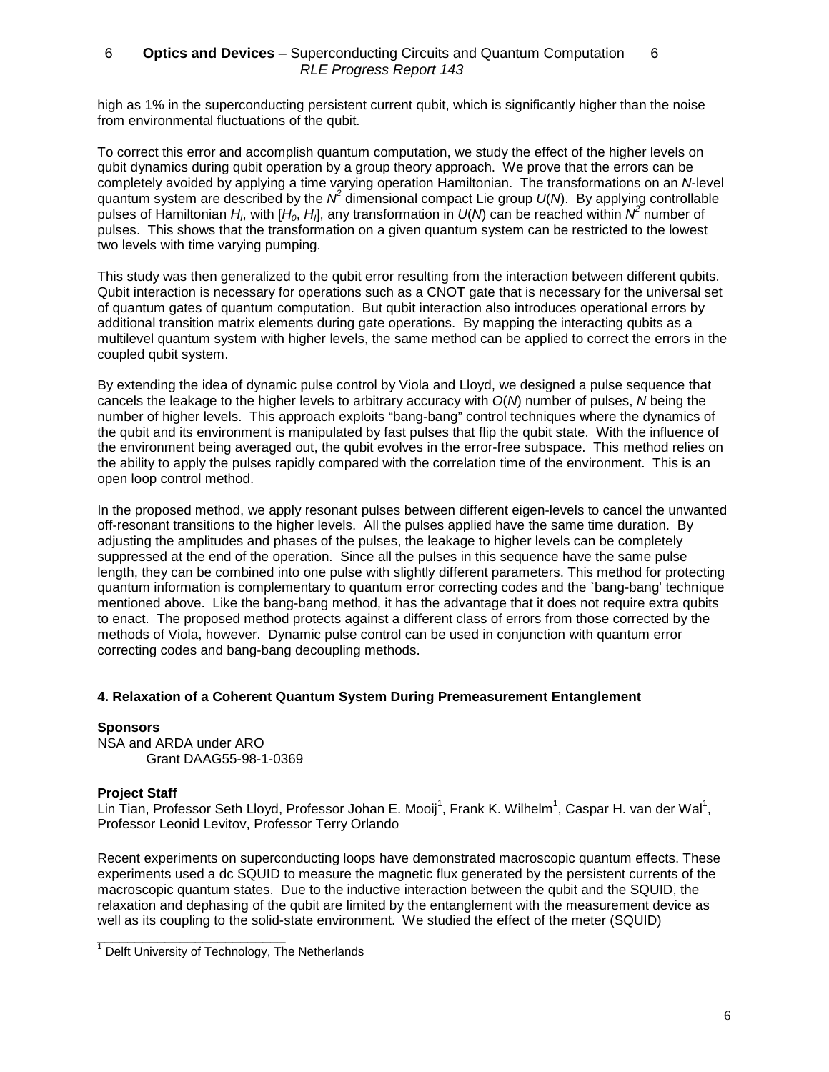high as 1% in the superconducting persistent current qubit, which is significantly higher than the noise from environmental fluctuations of the qubit.

To correct this error and accomplish quantum computation, we study the effect of the higher levels on qubit dynamics during qubit operation by a group theory approach. We prove that the errors can be completely avoided by applying a time varying operation Hamiltonian. The transformations on an $N$-level quantum system are described by the $N^2$ dimensional compact Lie group $U(N)$. By applying controllable pulses of Hamiltonian $H_I$, with $[H_0, H_I]$, any transformation in $U(N)$ can be reached within $N^2$ number of pulses. This shows that the transformation on a given quantum system can be restricted to the lowest two levels with time varying pumping.

This study was then generalized to the qubit error resulting from the interaction between different qubits. Qubit interaction is necessary for operations such as a CNOT gate that is necessary for the universal set of quantum gates of quantum computation. But qubit interaction also introduces operational errors by additional transition matrix elements during gate operations. By mapping the interacting qubits as a multilevel quantum system with higher levels, the same method can be applied to correct the errors in the coupled qubit system.

By extending the idea of dynamic pulse control by Viola and Lloyd, we designed a pulse sequence that cancels the leakage to the higher levels to arbitrary accuracy with $O(N)$ number of pulses, $N$ being the number of higher levels. This approach exploits "bang-bang" control techniques where the dynamics of the qubit and its environment is manipulated by fast pulses that flip the qubit state. With the influence of the environment being averaged out, the qubit evolves in the error-free subspace. This method relies on the ability to apply the pulses rapidly compared with the correlation time of the environment. This is an open loop control method.

In the proposed method, we apply resonant pulses between different eigen-levels to cancel the unwanted off-resonant transitions to the higher levels. All the pulses applied have the same time duration. By adjusting the amplitudes and phases of the pulses, the leakage to higher levels can be completely suppressed at the end of the operation. Since all the pulses in this sequence have the same pulse length, they can be combined into one pulse with slightly different parameters. This method for protecting quantum information is complementary to quantum error correcting codes and the `bang-bang' technique mentioned above. Like the bang-bang method, it has the advantage that it does not require extra qubits to enact. The proposed method protects against a different class of errors from those corrected by the methods of Viola, however. Dynamic pulse control can be used in conjunction with quantum error correcting codes and bang-bang decoupling methods.

### 4. Relaxation of a Coherent Quantum System During Premeasurement Entanglement

**Sponsors**

NSA and ARDA under ARO
Grant DAAG55-98-1-0369

**Project Staff**

Lin Tian, Professor Seth Lloyd, Professor Johan E. Mooij[1], Frank K. Wilhelm[1], Caspar H. van der Wal[1], Professor Leonid Levitov, Professor Terry Orlando

Recent experiments on superconducting loops have demonstrated macroscopic quantum effects. These experiments used a dc SQUID to measure the magnetic flux generated by the persistent currents of the macroscopic quantum states. Due to the inductive interaction between the qubit and the SQUID, the relaxation and dephasing of the qubit are limited by the entanglement with the measurement device as well as its coupling to the solid-state environment. We studied the effect of the meter (SQUID)

[1] Delft University of Technology, The Netherlands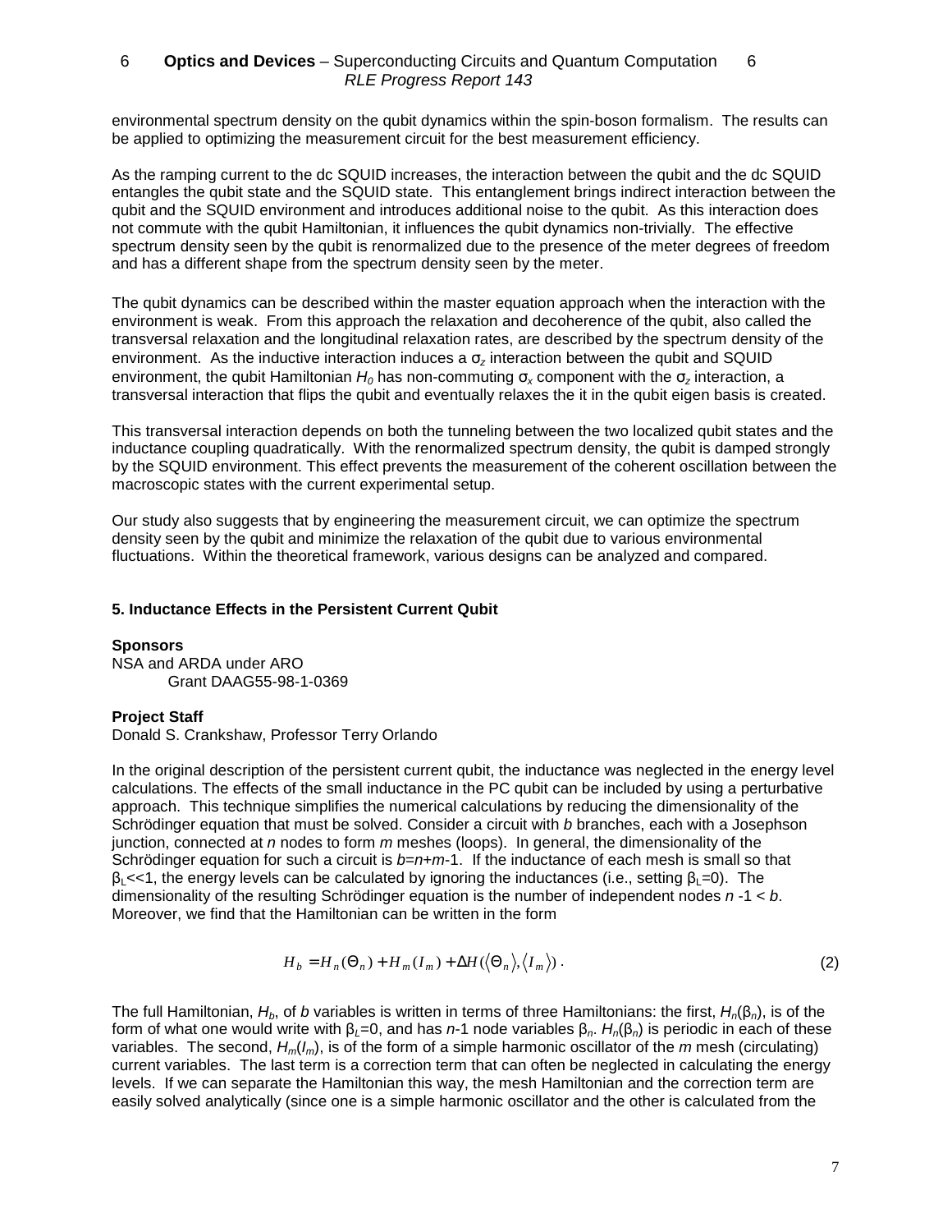environmental spectrum density on the qubit dynamics within the spin-boson formalism. The results can be applied to optimizing the measurement circuit for the best measurement efficiency.

As the ramping current to the dc SQUID increases, the interaction between the qubit and the dc SQUID entangles the qubit state and the SQUID state. This entanglement brings indirect interaction between the qubit and the SQUID environment and introduces additional noise to the qubit. As this interaction does not commute with the qubit Hamiltonian, it influences the qubit dynamics non-trivially. The effective spectrum density seen by the qubit is renormalized due to the presence of the meter degrees of freedom and has a different shape from the spectrum density seen by the meter.

The qubit dynamics can be described within the master equation approach when the interaction with the environment is weak. From this approach the relaxation and decoherence of the qubit, also called the transversal relaxation and the longitudinal relaxation rates, are described by the spectrum density of the environment. As the inductive interaction induces a $\sigma_z$ interaction between the qubit and SQUID environment, the qubit Hamiltonian $H_0$ has non-commuting $\sigma_x$ component with the $\sigma_z$ interaction, a transversal interaction that flips the qubit and eventually relaxes the it in the qubit eigen basis is created.

This transversal interaction depends on both the tunneling between the two localized qubit states and the inductance coupling quadratically. With the renormalized spectrum density, the qubit is damped strongly by the SQUID environment. This effect prevents the measurement of the coherent oscillation between the macroscopic states with the current experimental setup.

Our study also suggests that by engineering the measurement circuit, we can optimize the spectrum density seen by the qubit and minimize the relaxation of the qubit due to various environmental fluctuations. Within the theoretical framework, various designs can be analyzed and compared.

### 5. Inductance Effects in the Persistent Current Qubit

**Sponsors**
NSA and ARDA under ARO
Grant DAAG55-98-1-0369

**Project Staff**
Donald S. Crankshaw, Professor Terry Orlando

In the original description of the persistent current qubit, the inductance was neglected in the energy level calculations. The effects of the small inductance in the PC qubit can be included by using a perturbative approach. This technique simplifies the numerical calculations by reducing the dimensionality of the Schrödinger equation that must be solved. Consider a circuit with *b* branches, each with a Josephson junction, connected at *n* nodes to form *m* meshes (loops). In general, the dimensionality of the Schrödinger equation for such a circuit is $b=n+m-1$. If the inductance of each mesh is small so that $\beta_L \ll 1$, the energy levels can be calculated by ignoring the inductances (i.e., setting $\beta_L=0$). The dimensionality of the resulting Schrödinger equation is the number of independent nodes $n-1 < b$. Moreover, we find that the Hamiltonian can be written in the form

$$H_b = H_n(\Theta_n) + H_m(I_m) + \Delta H(\langle \Theta_n \rangle, \langle I_m \rangle)\,. \qquad (2)$$

The full Hamiltonian, $H_b$, of *b* variables is written in terms of three Hamiltonians: the first, $H_n(\beta_n)$, is of the form of what one would write with $\beta_L=0$, and has $n$-1 node variables $\beta_n$. $H_n(\beta_n)$ is periodic in each of these variables. The second, $H_m(I_m)$, is of the form of a simple harmonic oscillator of the *m* mesh (circulating) current variables. The last term is a correction term that can often be neglected in calculating the energy levels. If we can separate the Hamiltonian this way, the mesh Hamiltonian and the correction term are easily solved analytically (since one is a simple harmonic oscillator and the other is calculated from the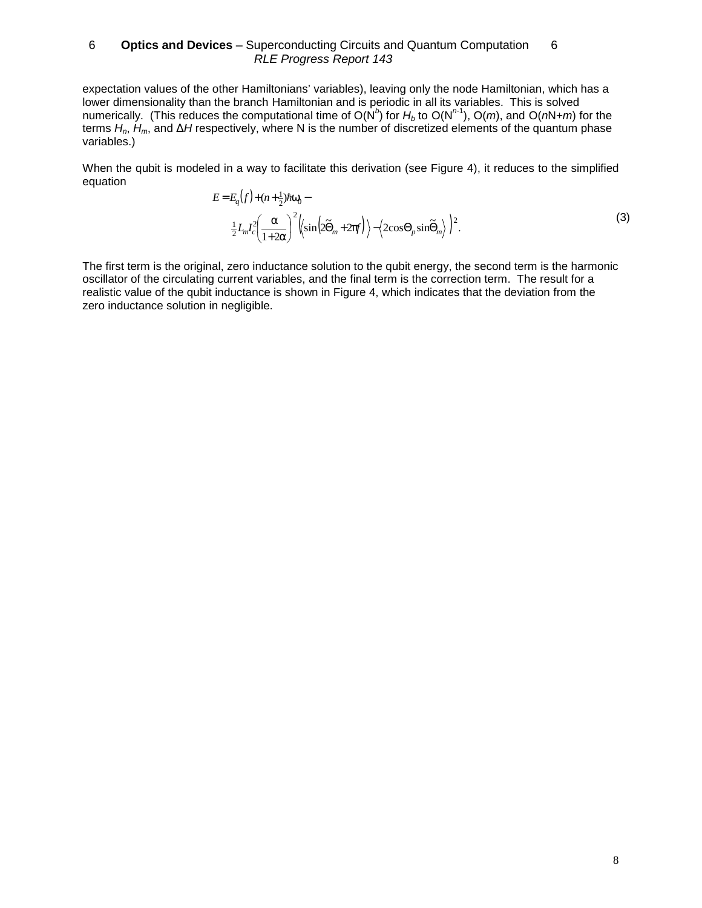expectation values of the other Hamiltonians' variables), leaving only the node Hamiltonian, which has a lower dimensionality than the branch Hamiltonian and is periodic in all its variables. This is solved numerically. (This reduces the computational time of O($N^b$) for $H_b$ to O($N^{n-1}$), O($m$), and O($n$N+$m$) for the terms $H_n$, $H_m$, and $\Delta H$ respectively, where N is the number of discretized elements of the quantum phase variables.)

When the qubit is modeled in a way to facilitate this derivation (see Figure 4), it reduces to the simplified equation

$$
\begin{aligned}
E = {} & E_q\left(f\right) + (n+\tfrac{1}{2})\hbar\omega_0 - \\
& \tfrac{1}{2} L_m I_c^2 \left(\frac{\alpha}{1+2\alpha}\right)^2 \left( \left\langle \sin\left(2\tilde{\Theta}_m + 2\pi f\right) \right\rangle - \left\langle 2\cos\Theta_p \sin\tilde{\Theta}_m \right\rangle \right)^2 .
\end{aligned}
\tag{3}
$$

The first term is the original, zero inductance solution to the qubit energy, the second term is the harmonic oscillator of the circulating current variables, and the final term is the correction term. The result for a realistic value of the qubit inductance is shown in Figure 4, which indicates that the deviation from the zero inductance solution in negligible.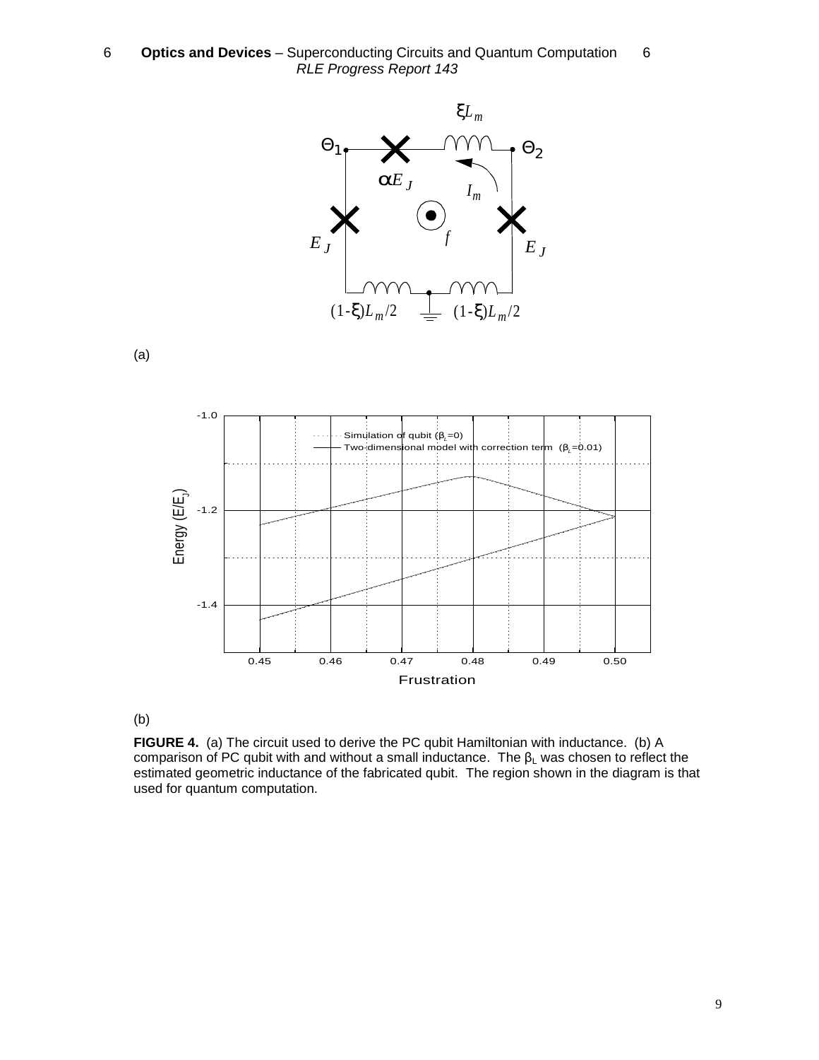(a)

(b)

**FIGURE 4.** (a) The circuit used to derive the PC qubit Hamiltonian with inductance. (b) A comparison of PC qubit with and without a small inductance. The $\beta_L$ was chosen to reflect the estimated geometric inductance of the fabricated qubit. The region shown in the diagram is that used for quantum computation.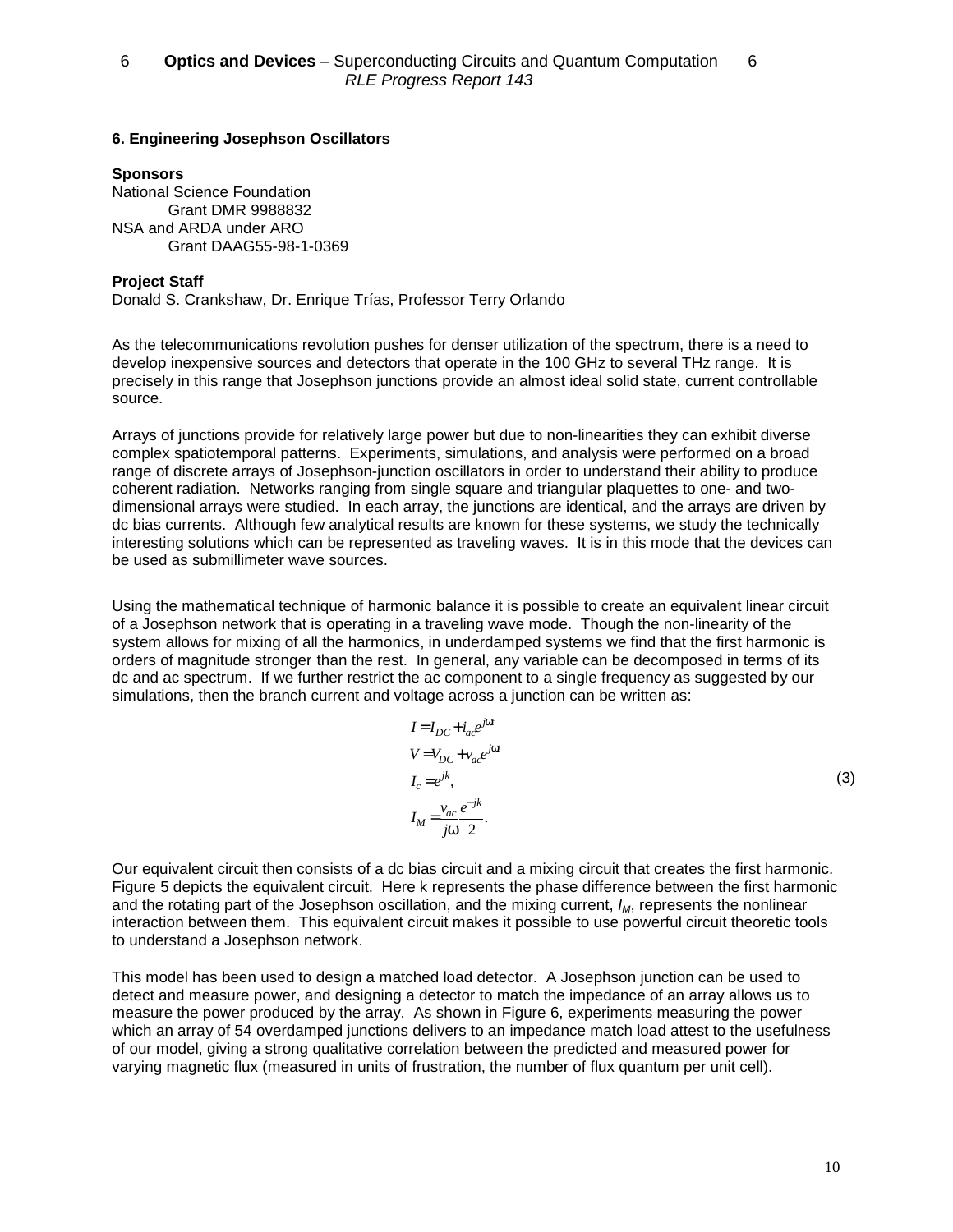## 6. Engineering Josephson Oscillators

**Sponsors**

National Science Foundation
Grant DMR 9988832
NSA and ARDA under ARO
Grant DAAG55-98-1-0369

**Project Staff**

Donald S. Crankshaw, Dr. Enrique Trías, Professor Terry Orlando

As the telecommunications revolution pushes for denser utilization of the spectrum, there is a need to develop inexpensive sources and detectors that operate in the 100 GHz to several THz range. It is precisely in this range that Josephson junctions provide an almost ideal solid state, current controllable source.

Arrays of junctions provide for relatively large power but due to non-linearities they can exhibit diverse complex spatiotemporal patterns. Experiments, simulations, and analysis were performed on a broad range of discrete arrays of Josephson-junction oscillators in order to understand their ability to produce coherent radiation. Networks ranging from single square and triangular plaquettes to one- and two-dimensional arrays were studied. In each array, the junctions are identical, and the arrays are driven by dc bias currents. Although few analytical results are known for these systems, we study the technically interesting solutions which can be represented as traveling waves. It is in this mode that the devices can be used as submillimeter wave sources.

Using the mathematical technique of harmonic balance it is possible to create an equivalent linear circuit of a Josephson network that is operating in a traveling wave mode. Though the non-linearity of the system allows for mixing of all the harmonics, in underdamped systems we find that the first harmonic is orders of magnitude stronger than the rest. In general, any variable can be decomposed in terms of its dc and ac spectrum. If we further restrict the ac component to a single frequency as suggested by our simulations, then the branch current and voltage across a junction can be written as:

$$
\begin{aligned}
I &= I_{DC} + i_{ac}e^{j\omega t} \\
V &= V_{DC} + v_{ac}e^{j\omega t} \\
I_c &= e^{jk}, \\
I_M &= \frac{v_{ac}}{j\omega}\frac{e^{-jk}}{2}.
\end{aligned}
\tag{3}
$$

Our equivalent circuit then consists of a dc bias circuit and a mixing circuit that creates the first harmonic. Figure 5 depicts the equivalent circuit. Here k represents the phase difference between the first harmonic and the rotating part of the Josephson oscillation, and the mixing current, $I_M$, represents the nonlinear interaction between them. This equivalent circuit makes it possible to use powerful circuit theoretic tools to understand a Josephson network.

This model has been used to design a matched load detector. A Josephson junction can be used to detect and measure power, and designing a detector to match the impedance of an array allows us to measure the power produced by the array. As shown in Figure 6, experiments measuring the power which an array of 54 overdamped junctions delivers to an impedance match load attest to the usefulness of our model, giving a strong qualitative correlation between the predicted and measured power for varying magnetic flux (measured in units of frustration, the number of flux quantum per unit cell).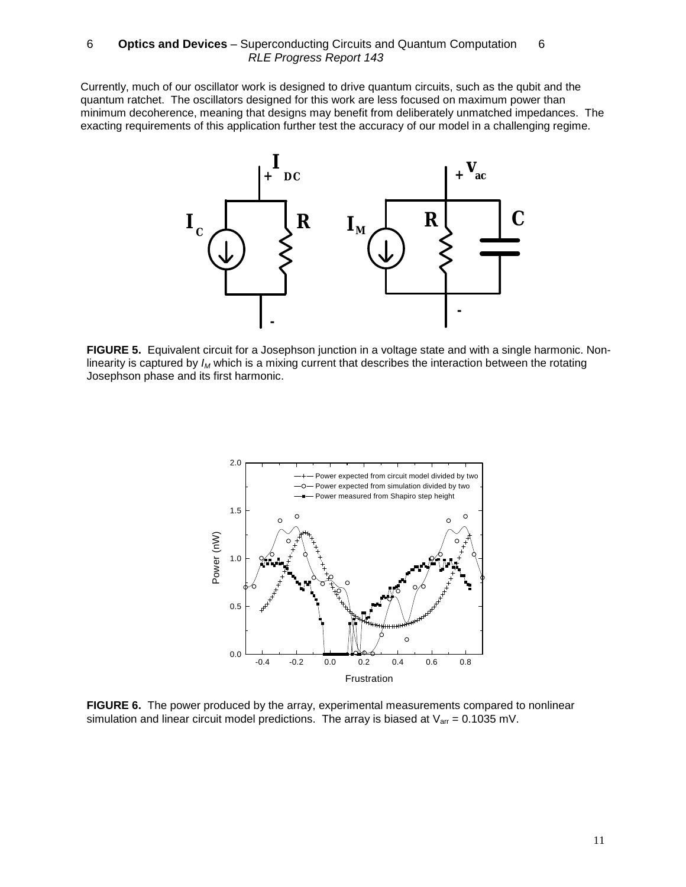Currently, much of our oscillator work is designed to drive quantum circuits, such as the qubit and the quantum ratchet. The oscillators designed for this work are less focused on maximum power than minimum decoherence, meaning that designs may benefit from deliberately unmatched impedances. The exacting requirements of this application further test the accuracy of our model in a challenging regime.

**FIGURE 5.** Equivalent circuit for a Josephson junction in a voltage state and with a single harmonic. Non-linearity is captured by $I_M$ which is a mixing current that describes the interaction between the rotating Josephson phase and its first harmonic.

**FIGURE 6.** The power produced by the array, experimental measurements compared to nonlinear simulation and linear circuit model predictions. The array is biased at $V_{arr}$ = 0.1035 mV.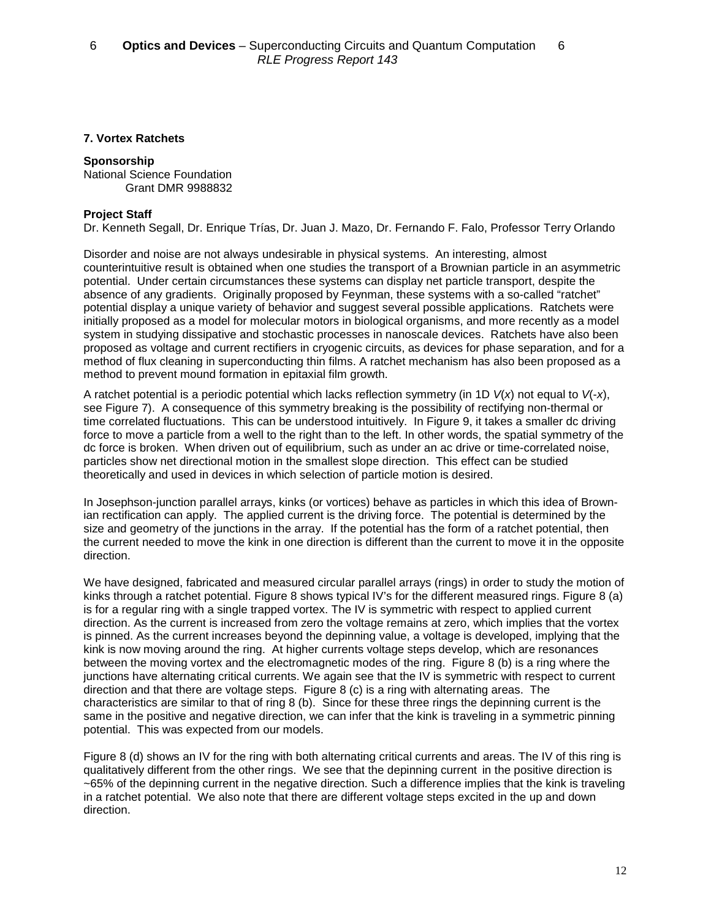## 7. Vortex Ratchets

**Sponsorship**

National Science Foundation
Grant DMR 9988832

**Project Staff**

Dr. Kenneth Segall, Dr. Enrique Trías, Dr. Juan J. Mazo, Dr. Fernando F. Falo, Professor Terry Orlando

Disorder and noise are not always undesirable in physical systems. An interesting, almost counterintuitive result is obtained when one studies the transport of a Brownian particle in an asymmetric potential. Under certain circumstances these systems can display net particle transport, despite the absence of any gradients. Originally proposed by Feynman, these systems with a so-called "ratchet" potential display a unique variety of behavior and suggest several possible applications. Ratchets were initially proposed as a model for molecular motors in biological organisms, and more recently as a model system in studying dissipative and stochastic processes in nanoscale devices. Ratchets have also been proposed as voltage and current rectifiers in cryogenic circuits, as devices for phase separation, and for a method of flux cleaning in superconducting thin films. A ratchet mechanism has also been proposed as a method to prevent mound formation in epitaxial film growth.

A ratchet potential is a periodic potential which lacks reflection symmetry (in 1D $V(x)$ not equal to $V(-x)$, see Figure 7). A consequence of this symmetry breaking is the possibility of rectifying non-thermal or time correlated fluctuations. This can be understood intuitively. In Figure 9, it takes a smaller dc driving force to move a particle from a well to the right than to the left. In other words, the spatial symmetry of the dc force is broken. When driven out of equilibrium, such as under an ac drive or time-correlated noise, particles show net directional motion in the smallest slope direction. This effect can be studied theoretically and used in devices in which selection of particle motion is desired.

In Josephson-junction parallel arrays, kinks (or vortices) behave as particles in which this idea of Brownian rectification can apply. The applied current is the driving force. The potential is determined by the size and geometry of the junctions in the array. If the potential has the form of a ratchet potential, then the current needed to move the kink in one direction is different than the current to move it in the opposite direction.

We have designed, fabricated and measured circular parallel arrays (rings) in order to study the motion of kinks through a ratchet potential. Figure 8 shows typical IV's for the different measured rings. Figure 8 (a) is for a regular ring with a single trapped vortex. The IV is symmetric with respect to applied current direction. As the current is increased from zero the voltage remains at zero, which implies that the vortex is pinned. As the current increases beyond the depinning value, a voltage is developed, implying that the kink is now moving around the ring. At higher currents voltage steps develop, which are resonances between the moving vortex and the electromagnetic modes of the ring. Figure 8 (b) is a ring where the junctions have alternating critical currents. We again see that the IV is symmetric with respect to current direction and that there are voltage steps. Figure 8 (c) is a ring with alternating areas. The characteristics are similar to that of ring 8 (b). Since for these three rings the depinning current is the same in the positive and negative direction, we can infer that the kink is traveling in a symmetric pinning potential. This was expected from our models.

Figure 8 (d) shows an IV for the ring with both alternating critical currents and areas. The IV of this ring is qualitatively different from the other rings. We see that the depinning current in the positive direction is ~65% of the depinning current in the negative direction. Such a difference implies that the kink is traveling in a ratchet potential. We also note that there are different voltage steps excited in the up and down direction.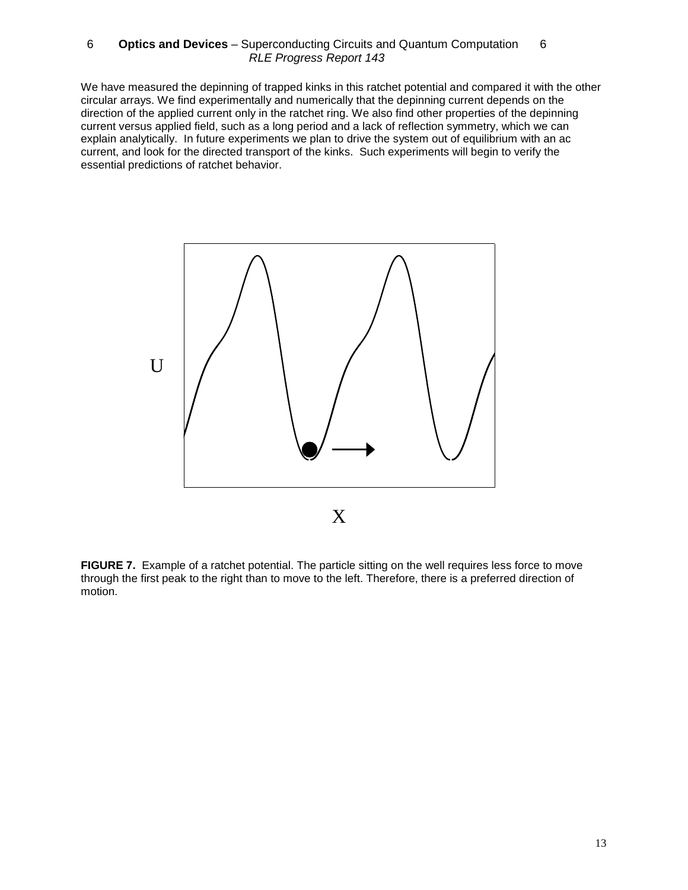We have measured the depinning of trapped kinks in this ratchet potential and compared it with the other circular arrays. We find experimentally and numerically that the depinning current depends on the direction of the applied current only in the ratchet ring. We also find other properties of the depinning current versus applied field, such as a long period and a lack of reflection symmetry, which we can explain analytically. In future experiments we plan to drive the system out of equilibrium with an ac current, and look for the directed transport of the kinks. Such experiments will begin to verify the essential predictions of ratchet behavior.

**FIGURE 7.** Example of a ratchet potential. The particle sitting on the well requires less force to move through the first peak to the right than to move to the left. Therefore, there is a preferred direction of motion.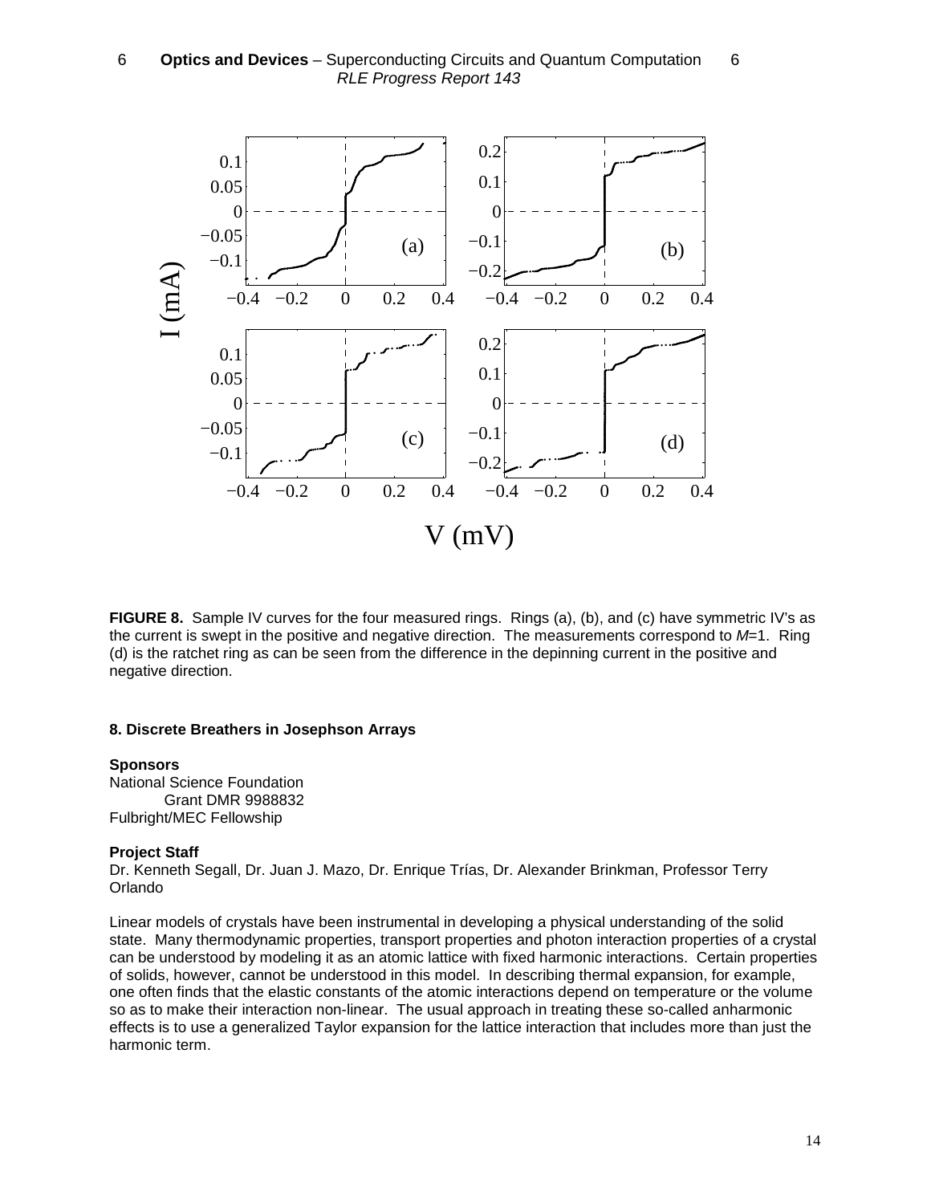**FIGURE 8.** Sample IV curves for the four measured rings. Rings (a), (b), and (c) have symmetric IV's as the current is swept in the positive and negative direction. The measurements correspond to $M$=1. Ring (d) is the ratchet ring as can be seen from the difference in the depinning current in the positive and negative direction.

### 8. Discrete Breathers in Josephson Arrays

**Sponsors**

National Science Foundation
Grant DMR 9988832
Fulbright/MEC Fellowship

**Project Staff**

Dr. Kenneth Segall, Dr. Juan J. Mazo, Dr. Enrique Trías, Dr. Alexander Brinkman, Professor Terry Orlando

Linear models of crystals have been instrumental in developing a physical understanding of the solid state. Many thermodynamic properties, transport properties and photon interaction properties of a crystal can be understood by modeling it as an atomic lattice with fixed harmonic interactions. Certain properties of solids, however, cannot be understood in this model. In describing thermal expansion, for example, one often finds that the elastic constants of the atomic interactions depend on temperature or the volume so as to make their interaction non-linear. The usual approach in treating these so-called anharmonic effects is to use a generalized Taylor expansion for the lattice interaction that includes more than just the harmonic term.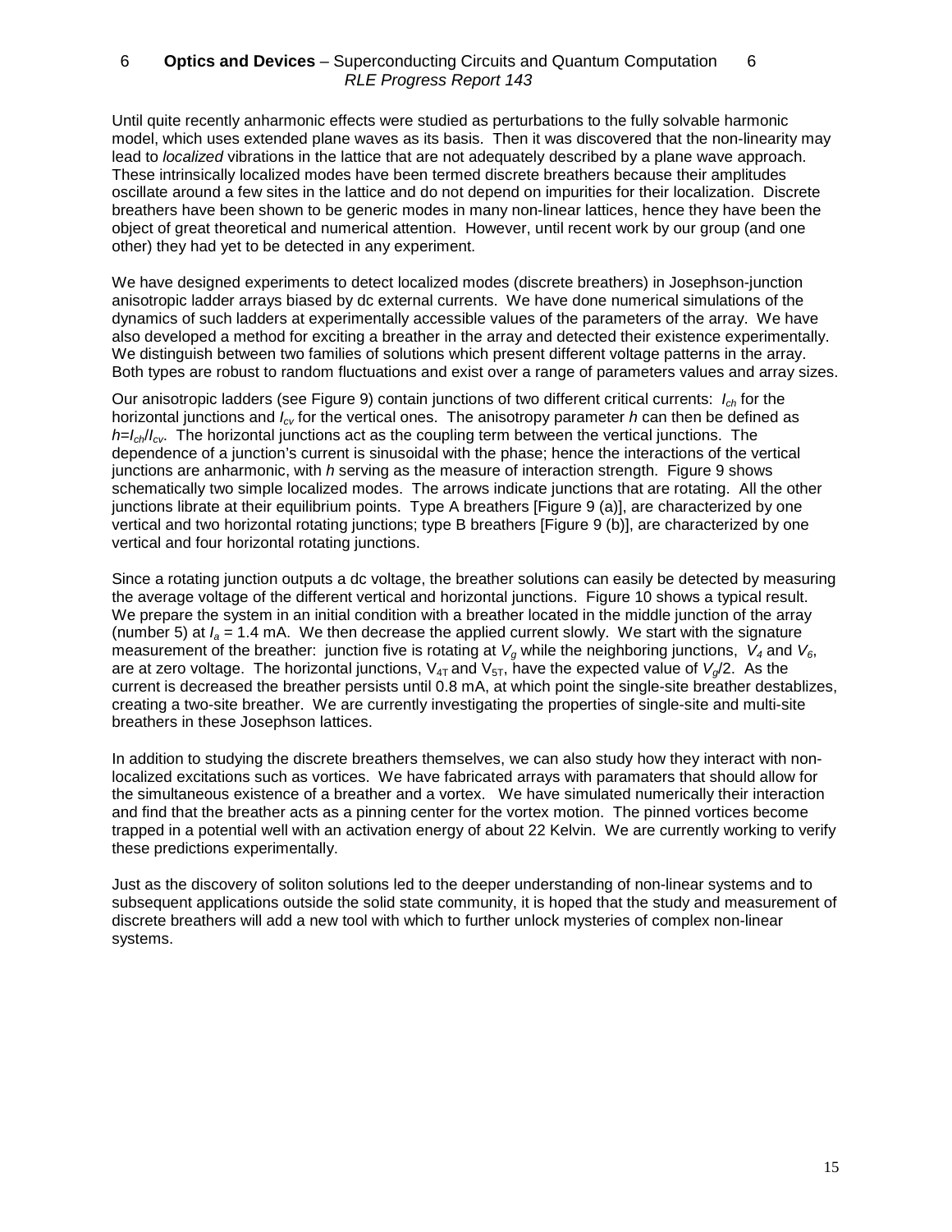Until quite recently anharmonic effects were studied as perturbations to the fully solvable harmonic model, which uses extended plane waves as its basis. Then it was discovered that the non-linearity may lead to *localized* vibrations in the lattice that are not adequately described by a plane wave approach. These intrinsically localized modes have been termed discrete breathers because their amplitudes oscillate around a few sites in the lattice and do not depend on impurities for their localization. Discrete breathers have been shown to be generic modes in many non-linear lattices, hence they have been the object of great theoretical and numerical attention. However, until recent work by our group (and one other) they had yet to be detected in any experiment.

We have designed experiments to detect localized modes (discrete breathers) in Josephson-junction anisotropic ladder arrays biased by dc external currents. We have done numerical simulations of the dynamics of such ladders at experimentally accessible values of the parameters of the array. We have also developed a method for exciting a breather in the array and detected their existence experimentally. We distinguish between two families of solutions which present different voltage patterns in the array. Both types are robust to random fluctuations and exist over a range of parameters values and array sizes.

Our anisotropic ladders (see Figure 9) contain junctions of two different critical currents: $I_{ch}$ for the horizontal junctions and $I_{cv}$ for the vertical ones. The anisotropy parameter $h$ can then be defined as $h=I_{ch}/I_{cv}$. The horizontal junctions act as the coupling term between the vertical junctions. The dependence of a junction's current is sinusoidal with the phase; hence the interactions of the vertical junctions are anharmonic, with $h$ serving as the measure of interaction strength. Figure 9 shows schematically two simple localized modes. The arrows indicate junctions that are rotating. All the other junctions librate at their equilibrium points. Type A breathers [Figure 9 (a)], are characterized by one vertical and two horizontal rotating junctions; type B breathers [Figure 9 (b)], are characterized by one vertical and four horizontal rotating junctions.

Since a rotating junction outputs a dc voltage, the breather solutions can easily be detected by measuring the average voltage of the different vertical and horizontal junctions. Figure 10 shows a typical result. We prepare the system in an initial condition with a breather located in the middle junction of the array (number 5) at $I_a$ = 1.4 mA. We then decrease the applied current slowly. We start with the signature measurement of the breather: junction five is rotating at $V_g$ while the neighboring junctions, $V_4$ and $V_6$, are at zero voltage. The horizontal junctions, $V_{4T}$ and $V_{5T}$, have the expected value of $V_g/2$. As the current is decreased the breather persists until 0.8 mA, at which point the single-site breather destablizes, creating a two-site breather. We are currently investigating the properties of single-site and multi-site breathers in these Josephson lattices.

In addition to studying the discrete breathers themselves, we can also study how they interact with non-localized excitations such as vortices. We have fabricated arrays with paramaters that should allow for the simultaneous existence of a breather and a vortex. We have simulated numerically their interaction and find that the breather acts as a pinning center for the vortex motion. The pinned vortices become trapped in a potential well with an activation energy of about 22 Kelvin. We are currently working to verify these predictions experimentally.

Just as the discovery of soliton solutions led to the deeper understanding of non-linear systems and to subsequent applications outside the solid state community, it is hoped that the study and measurement of discrete breathers will add a new tool with which to further unlock mysteries of complex non-linear systems.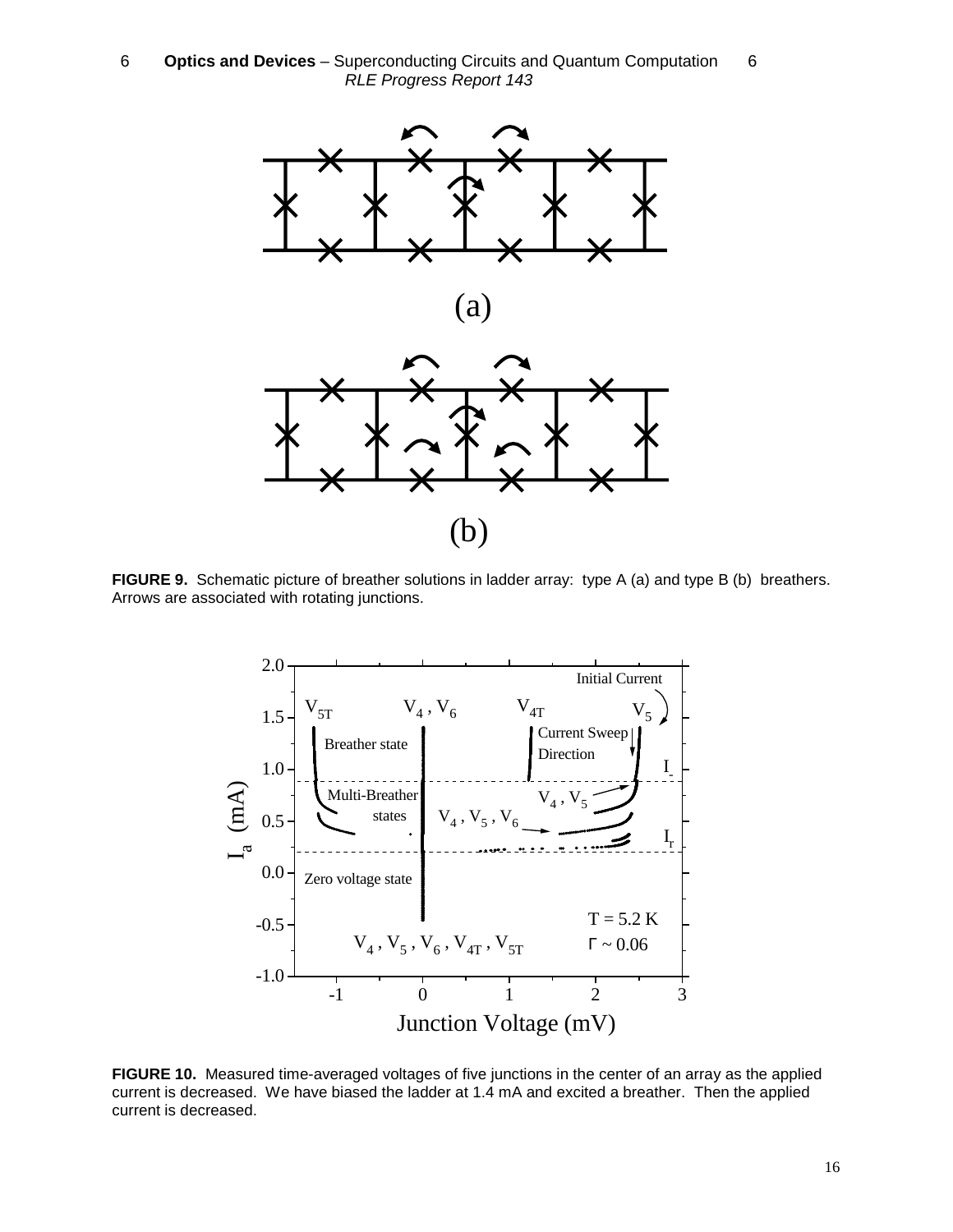**FIGURE 9.** Schematic picture of breather solutions in ladder array: type A (a) and type B (b) breathers. Arrows are associated with rotating junctions.

**FIGURE 10.** Measured time-averaged voltages of five junctions in the center of an array as the applied current is decreased. We have biased the ladder at 1.4 mA and excited a breather. Then the applied current is decreased.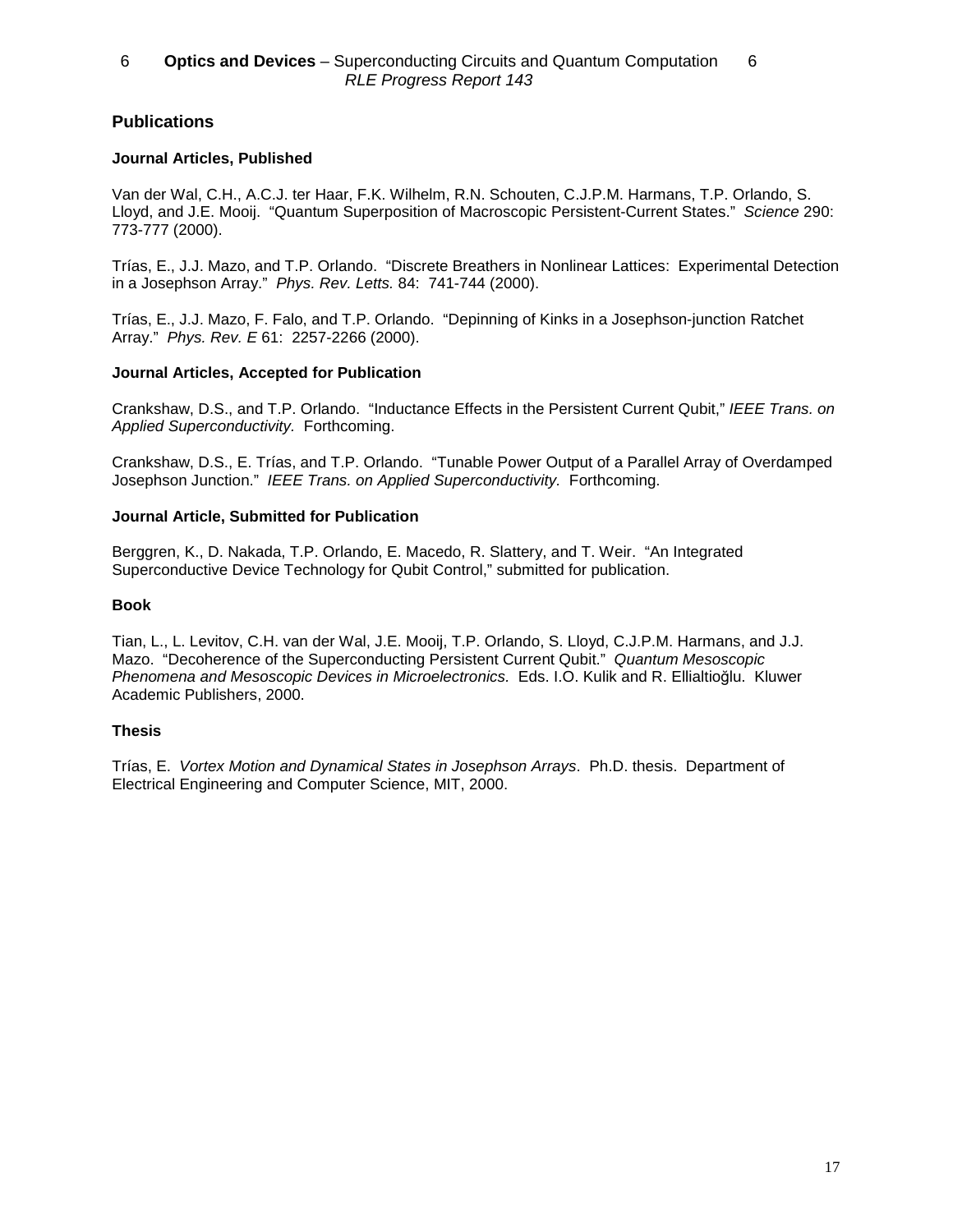## Publications

### Journal Articles, Published

Van der Wal, C.H., A.C.J. ter Haar, F.K. Wilhelm, R.N. Schouten, C.J.P.M. Harmans, T.P. Orlando, S. Lloyd, and J.E. Mooij. "Quantum Superposition of Macroscopic Persistent-Current States." *Science* 290: 773-777 (2000).

Trías, E., J.J. Mazo, and T.P. Orlando. "Discrete Breathers in Nonlinear Lattices: Experimental Detection in a Josephson Array." *Phys. Rev. Letts.* 84: 741-744 (2000).

Trías, E., J.J. Mazo, F. Falo, and T.P. Orlando. "Depinning of Kinks in a Josephson-junction Ratchet Array." *Phys. Rev. E* 61: 2257-2266 (2000).

### Journal Articles, Accepted for Publication

Crankshaw, D.S., and T.P. Orlando. "Inductance Effects in the Persistent Current Qubit," *IEEE Trans. on Applied Superconductivity*. Forthcoming.

Crankshaw, D.S., E. Trías, and T.P. Orlando. "Tunable Power Output of a Parallel Array of Overdamped Josephson Junction." *IEEE Trans. on Applied Superconductivity.* Forthcoming.

### Journal Article, Submitted for Publication

Berggren, K., D. Nakada, T.P. Orlando, E. Macedo, R. Slattery, and T. Weir. "An Integrated Superconductive Device Technology for Qubit Control," submitted for publication.

### Book

Tian, L., L. Levitov, C.H. van der Wal, J.E. Mooij, T.P. Orlando, S. Lloyd, C.J.P.M. Harmans, and J.J. Mazo. "Decoherence of the Superconducting Persistent Current Qubit." *Quantum Mesoscopic Phenomena and Mesoscopic Devices in Microelectronics*. Eds. I.O. Kulik and R. Ellialtioğlu. Kluwer Academic Publishers, 2000.

### Thesis

Trías, E. *Vortex Motion and Dynamical States in Josephson Arrays*. Ph.D. thesis. Department of Electrical Engineering and Computer Science, MIT, 2000.